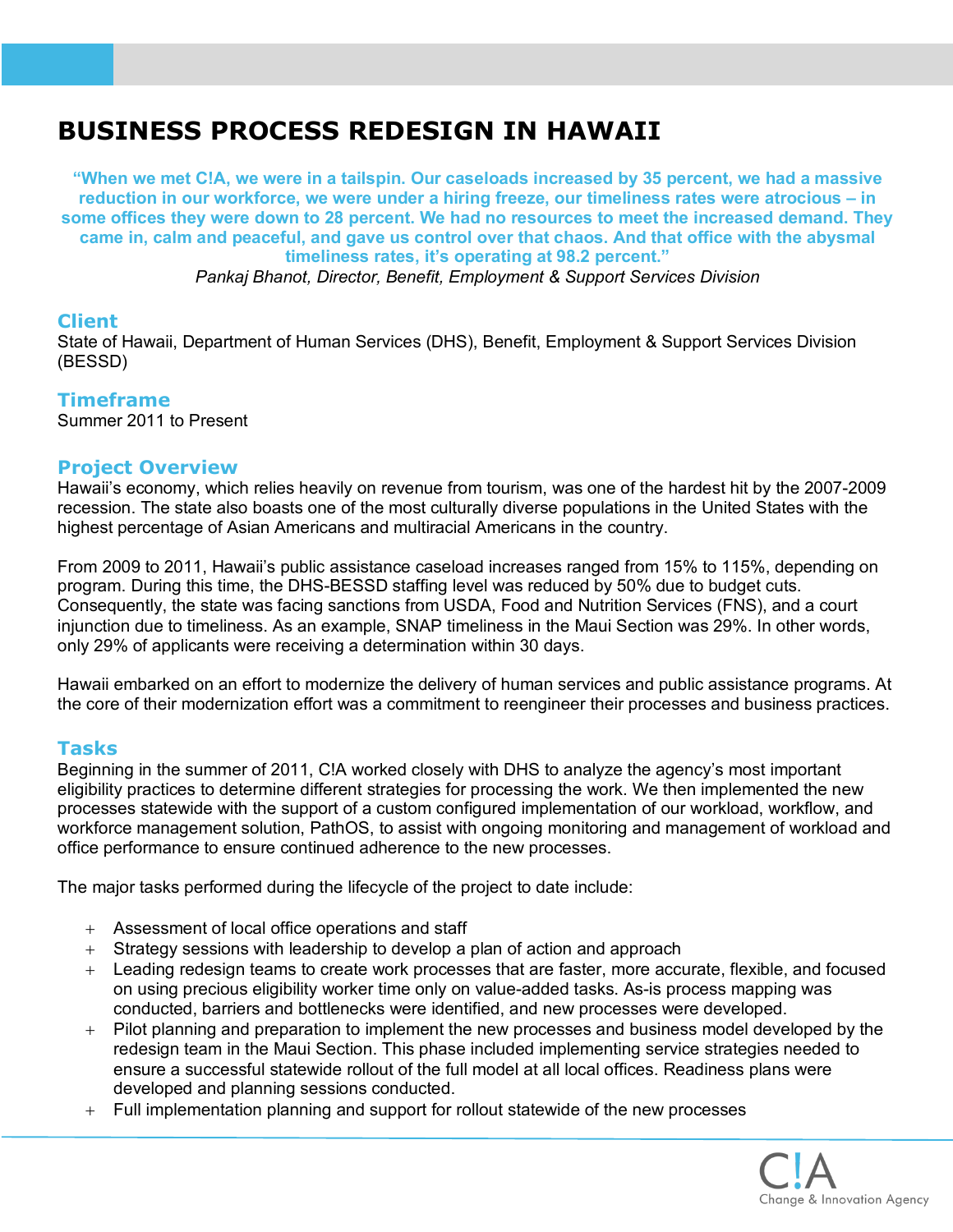# BUSINESS PROCESS REDESIGN IN HAWAII

**"When we met C!A, we were in a tailspin. Our caseloads increased by 35 percent, we had a massive reduction in our workforce, we were under a hiring freeze, our timeliness rates were atrocious – in some offices they were down to 28 percent. We had no resources to meet the increased demand. They came in, calm and peaceful, and gave us control over that chaos. And that office with the abysmal timeliness rates, it's operating at 98.2 percent."**

*Pankaj Bhanot, Director, Benefit, Employment & Support Services Division*

## Client

State of Hawaii, Department of Human Services (DHS), Benefit, Employment & Support Services Division (BESSD)

## Timeframe

Summer 2011 to Present

## Project Overview

Hawaii's economy, which relies heavily on revenue from tourism, was one of the hardest hit by the 2007-2009 recession. The state also boasts one of the most culturally diverse populations in the United States with the highest percentage of Asian Americans and multiracial Americans in the country.

From 2009 to 2011, Hawaii's public assistance caseload increases ranged from 15% to 115%, depending on program. During this time, the DHS-BESSD staffing level was reduced by 50% due to budget cuts. Consequently, the state was facing sanctions from USDA, Food and Nutrition Services (FNS), and a court injunction due to timeliness. As an example, SNAP timeliness in the Maui Section was 29%. In other words, only 29% of applicants were receiving a determination within 30 days.

Hawaii embarked on an effort to modernize the delivery of human services and public assistance programs. At the core of their modernization effort was a commitment to reengineer their processes and business practices.

## Tasks

Beginning in the summer of 2011, C!A worked closely with DHS to analyze the agency's most important eligibility practices to determine different strategies for processing the work. We then implemented the new processes statewide with the support of a custom configured implementation of our workload, workflow, and workforce management solution, PathOS, to assist with ongoing monitoring and management of workload and office performance to ensure continued adherence to the new processes.

The major tasks performed during the lifecycle of the project to date include:

- Assessment of local office operations and staff
- Strategy sessions with leadership to develop a plan of action and approach
- Leading redesign teams to create work processes that are faster, more accurate, flexible, and focused on using precious eligibility worker time only on value-added tasks. As-is process mapping was conducted, barriers and bottlenecks were identified, and new processes were developed.
- Pilot planning and preparation to implement the new processes and business model developed by the redesign team in the Maui Section. This phase included implementing service strategies needed to ensure a successful statewide rollout of the full model at all local offices. Readiness plans were developed and planning sessions conducted.
- Full implementation planning and support for rollout statewide of the new processes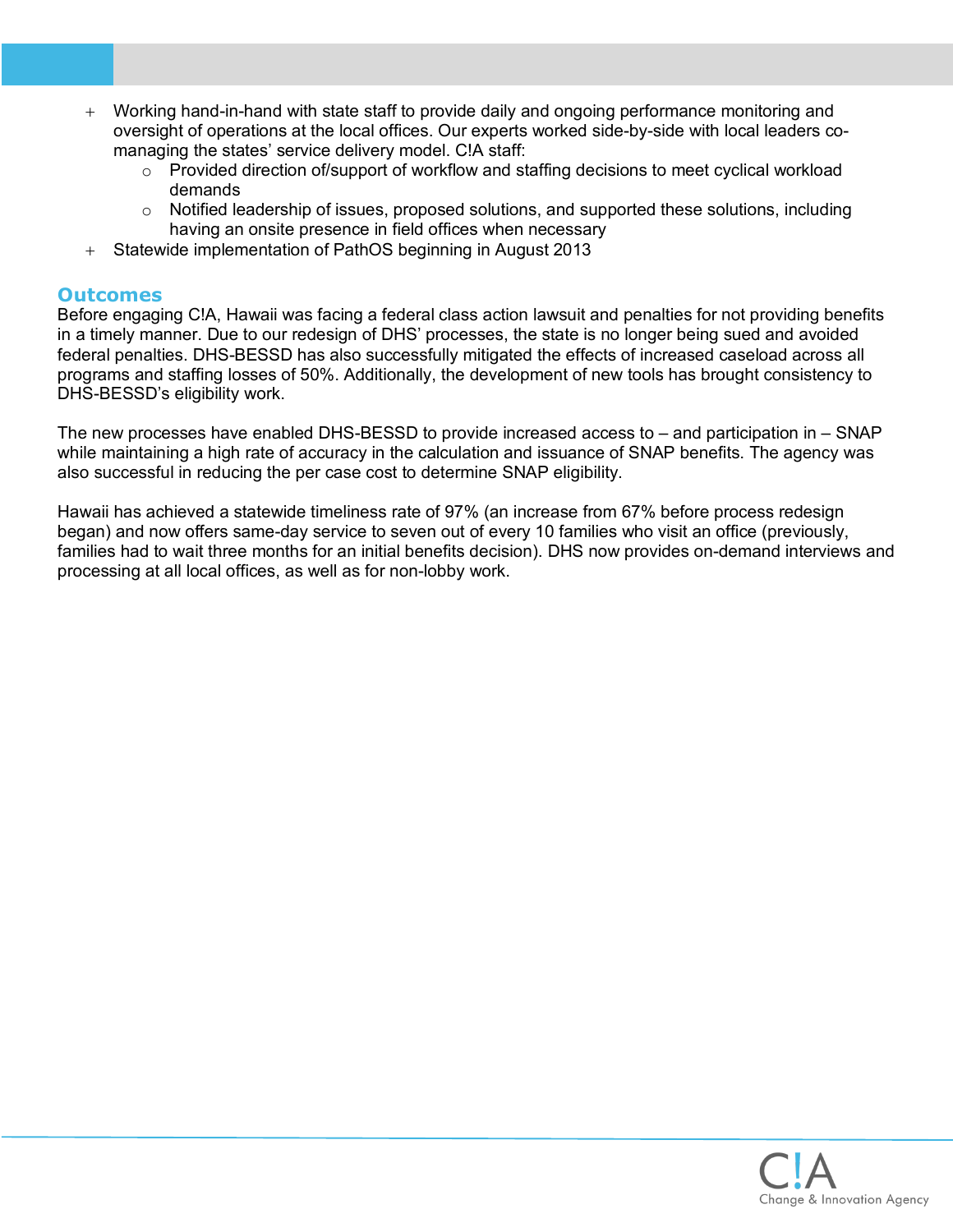- Working hand-in-hand with state staff to provide daily and ongoing performance monitoring and oversight of operations at the local offices. Our experts worked side-by-side with local leaders co-managing the states' service delivery model. C!A staff:
  - Provided direction of/support of workflow and staffing decisions to meet cyclical workload demands
  - Notified leadership of issues, proposed solutions, and supported these solutions, including having an onsite presence in field offices when necessary
- Statewide implementation of PathOS beginning in August 2013

## Outcomes

Before engaging C!A, Hawaii was facing a federal class action lawsuit and penalties for not providing benefits in a timely manner. Due to our redesign of DHS' processes, the state is no longer being sued and avoided federal penalties. DHS-BESSD has also successfully mitigated the effects of increased caseload across all programs and staffing losses of 50%. Additionally, the development of new tools has brought consistency to DHS-BESSD's eligibility work.

The new processes have enabled DHS-BESSD to provide increased access to – and participation in – SNAP while maintaining a high rate of accuracy in the calculation and issuance of SNAP benefits. The agency was also successful in reducing the per case cost to determine SNAP eligibility.

Hawaii has achieved a statewide timeliness rate of 97% (an increase from 67% before process redesign began) and now offers same-day service to seven out of every 10 families who visit an office (previously, families had to wait three months for an initial benefits decision). DHS now provides on-demand interviews and processing at all local offices, as well as for non-lobby work.